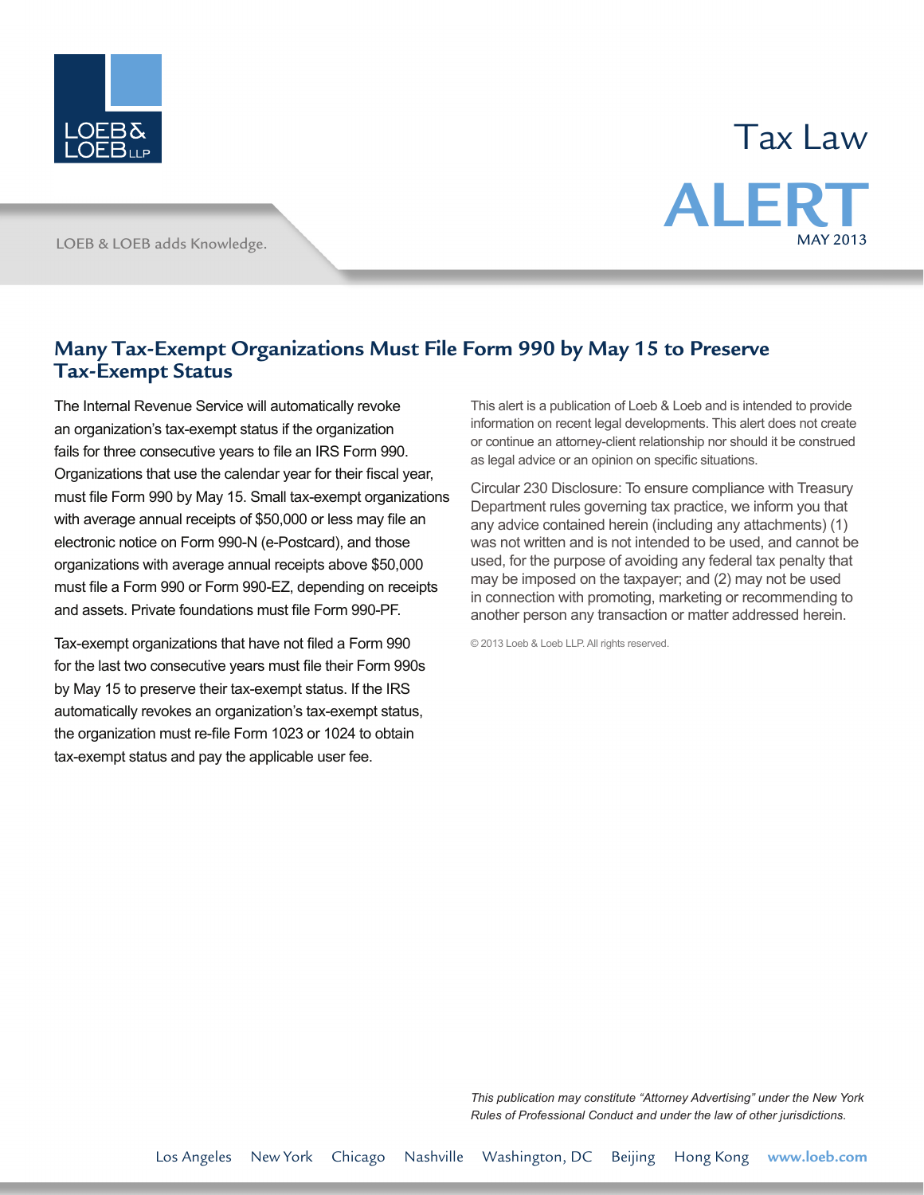LOEB & LOEB LLP

LOEB & LOEB adds Knowledge.

Tax Law

# ALERT

MAY 2013

## Many Tax-Exempt Organizations Must File Form 990 by May 15 to Preserve Tax-Exempt Status

The Internal Revenue Service will automatically revoke an organization's tax-exempt status if the organization fails for three consecutive years to file an IRS Form 990. Organizations that use the calendar year for their fiscal year, must file Form 990 by May 15. Small tax-exempt organizations with average annual receipts of $50,000 or less may file an electronic notice on Form 990-N (e-Postcard), and those organizations with average annual receipts above $50,000 must file a Form 990 or Form 990-EZ, depending on receipts and assets. Private foundations must file Form 990-PF.

Tax-exempt organizations that have not filed a Form 990 for the last two consecutive years must file their Form 990s by May 15 to preserve their tax-exempt status. If the IRS automatically revokes an organization's tax-exempt status, the organization must re-file Form 1023 or 1024 to obtain tax-exempt status and pay the applicable user fee.

This alert is a publication of Loeb & Loeb and is intended to provide information on recent legal developments. This alert does not create or continue an attorney-client relationship nor should it be construed as legal advice or an opinion on specific situations.

Circular 230 Disclosure: To ensure compliance with Treasury Department rules governing tax practice, we inform you that any advice contained herein (including any attachments) (1) was not written and is not intended to be used, and cannot be used, for the purpose of avoiding any federal tax penalty that may be imposed on the taxpayer; and (2) may not be used in connection with promoting, marketing or recommending to another person any transaction or matter addressed herein.

© 2013 Loeb & Loeb LLP. All rights reserved.

*This publication may constitute "Attorney Advertising" under the New York Rules of Professional Conduct and under the law of other jurisdictions.*

Los Angeles New York Chicago Nashville Washington, DC Beijing Hong Kong **www.loeb.com**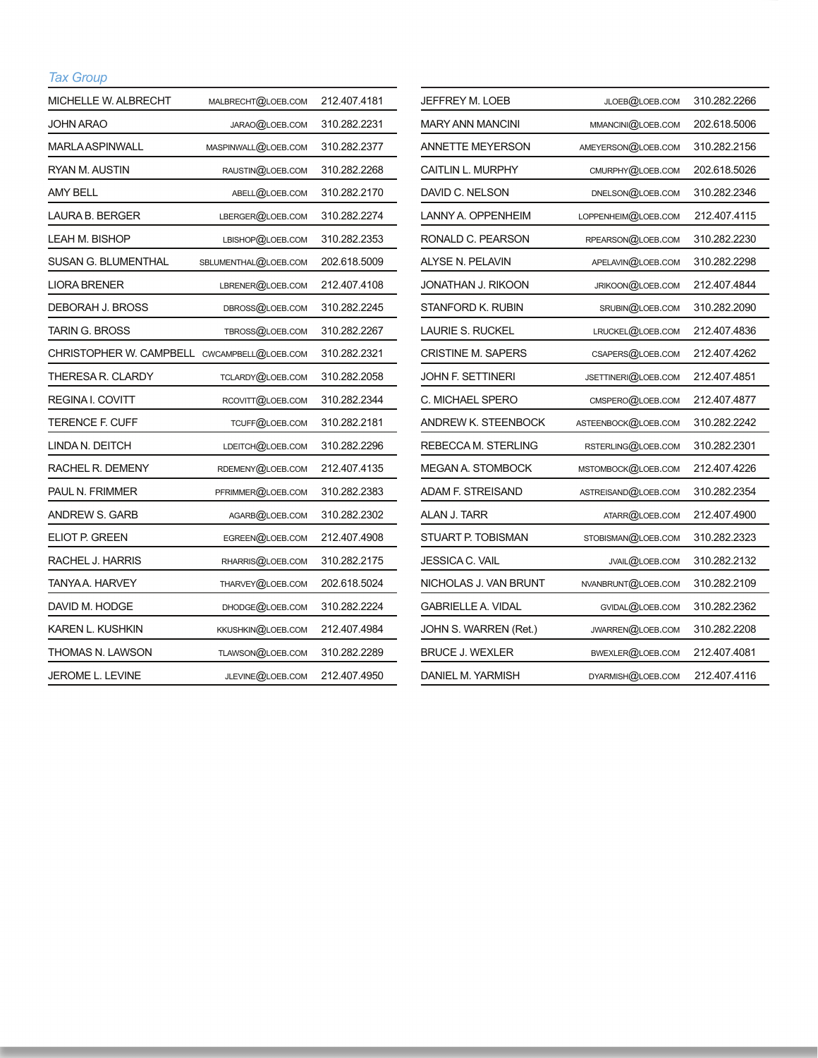*Tax Group*

| | | |
|---|---|---|
| MICHELLE W. ALBRECHT | MALBRECHT@LOEB.COM | 212.407.4181 |
| JOHN ARAO | JARAO@LOEB.COM | 310.282.2231 |
| MARLA ASPINWALL | MASPINWALL@LOEB.COM | 310.282.2377 |
| RYAN M. AUSTIN | RAUSTIN@LOEB.COM | 310.282.2268 |
| AMY BELL | ABELL@LOEB.COM | 310.282.2170 |
| LAURA B. BERGER | LBERGER@LOEB.COM | 310.282.2274 |
| LEAH M. BISHOP | LBISHOP@LOEB.COM | 310.282.2353 |
| SUSAN G. BLUMENTHAL | SBLUMENTHAL@LOEB.COM | 202.618.5009 |
| LIORA BRENER | LBRENER@LOEB.COM | 212.407.4108 |
| DEBORAH J. BROSS | DBROSS@LOEB.COM | 310.282.2245 |
| TARIN G. BROSS | TBROSS@LOEB.COM | 310.282.2267 |
| CHRISTOPHER W. CAMPBELL | CWCAMPBELL@LOEB.COM | 310.282.2321 |
| THERESA R. CLARDY | TCLARDY@LOEB.COM | 310.282.2058 |
| REGINA I. COVITT | RCOVITT@LOEB.COM | 310.282.2344 |
| TERENCE F. CUFF | TCUFF@LOEB.COM | 310.282.2181 |
| LINDA N. DEITCH | LDEITCH@LOEB.COM | 310.282.2296 |
| RACHEL R. DEMENY | RDEMENY@LOEB.COM | 212.407.4135 |
| PAUL N. FRIMMER | PFRIMMER@LOEB.COM | 310.282.2383 |
| ANDREW S. GARB | AGARB@LOEB.COM | 310.282.2302 |
| ELIOT P. GREEN | EGREEN@LOEB.COM | 212.407.4908 |
| RACHEL J. HARRIS | RHARRIS@LOEB.COM | 310.282.2175 |
| TANYA A. HARVEY | THARVEY@LOEB.COM | 202.618.5024 |
| DAVID M. HODGE | DHODGE@LOEB.COM | 310.282.2224 |
| KAREN L. KUSHKIN | KKUSHKIN@LOEB.COM | 212.407.4984 |
| THOMAS N. LAWSON | TLAWSON@LOEB.COM | 310.282.2289 |
| JEROME L. LEVINE | JLEVINE@LOEB.COM | 212.407.4950 |
| JEFFREY M. LOEB | JLOEB@LOEB.COM | 310.282.2266 |
| MARY ANN MANCINI | MMANCINI@LOEB.COM | 202.618.5006 |
| ANNETTE MEYERSON | AMEYERSON@LOEB.COM | 310.282.2156 |
| CAITLIN L. MURPHY | CMURPHY@LOEB.COM | 202.618.5026 |
| DAVID C. NELSON | DNELSON@LOEB.COM | 310.282.2346 |
| LANNY A. OPPENHEIM | LOPPENHEIM@LOEB.COM | 212.407.4115 |
| RONALD C. PEARSON | RPEARSON@LOEB.COM | 310.282.2230 |
| ALYSE N. PELAVIN | APELAVIN@LOEB.COM | 310.282.2298 |
| JONATHAN J. RIKOON | JRIKOON@LOEB.COM | 212.407.4844 |
| STANFORD K. RUBIN | SRUBIN@LOEB.COM | 310.282.2090 |
| LAURIE S. RUCKEL | LRUCKEL@LOEB.COM | 212.407.4836 |
| CRISTINE M. SAPERS | CSAPERS@LOEB.COM | 212.407.4262 |
| JOHN F. SETTINERI | JSETTINERI@LOEB.COM | 212.407.4851 |
| C. MICHAEL SPERO | CMSPERO@LOEB.COM | 212.407.4877 |
| ANDREW K. STEENBOCK | ASTEENBOCK@LOEB.COM | 310.282.2242 |
| REBECCA M. STERLING | RSTERLING@LOEB.COM | 310.282.2301 |
| MEGAN A. STOMBOCK | MSTOMBOCK@LOEB.COM | 212.407.4226 |
| ADAM F. STREISAND | ASTREISAND@LOEB.COM | 310.282.2354 |
| ALAN J. TARR | ATARR@LOEB.COM | 212.407.4900 |
| STUART P. TOBISMAN | STOBISMAN@LOEB.COM | 310.282.2323 |
| JESSICA C. VAIL | JVAIL@LOEB.COM | 310.282.2132 |
| NICHOLAS J. VAN BRUNT | NVANBRUNT@LOEB.COM | 310.282.2109 |
| GABRIELLE A. VIDAL | GVIDAL@LOEB.COM | 310.282.2362 |
| JOHN S. WARREN (Ret.) | JWARREN@LOEB.COM | 310.282.2208 |
| BRUCE J. WEXLER | BWEXLER@LOEB.COM | 212.407.4081 |
| DANIEL M. YARMISH | DYARMISH@LOEB.COM | 212.407.4116 |